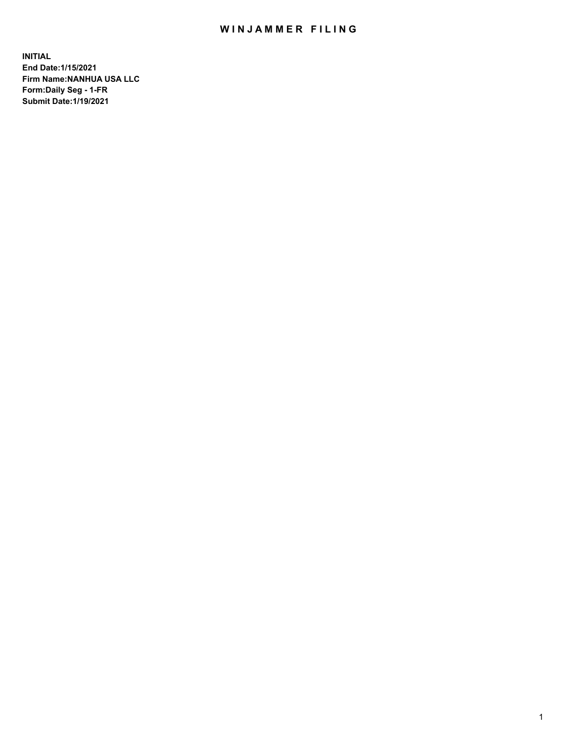# WINJAMMER FILING

**INITIAL**
**End Date:1/15/2021**
**Firm Name:NANHUA USA LLC**
**Form:Daily Seg - 1-FR**
**Submit Date:1/19/2021**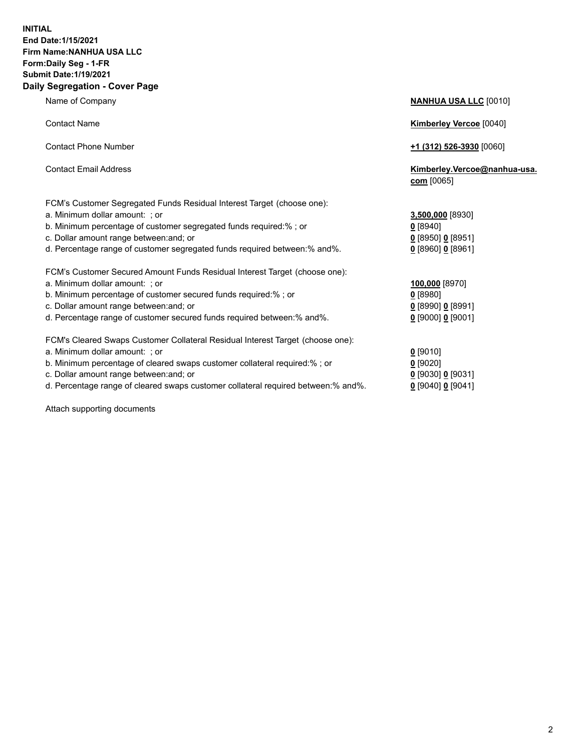**INITIAL**
**End Date:1/15/2021**
**Firm Name:NANHUA USA LLC**
**Form:Daily Seg - 1-FR**
**Submit Date:1/19/2021**

## Daily Segregation - Cover Page

| | |
|---|---|
| Name of Company | **NANHUA USA LLC** [0010] |
| Contact Name | **Kimberley Vercoe** [0040] |
| Contact Phone Number | **+1 (312) 526-3930** [0060] |
| Contact Email Address | **Kimberley.Vercoe@nanhua-usa.com** [0065] |

FCM's Customer Segregated Funds Residual Interest Target (choose one):

| | |
|---|---|
| a. Minimum dollar amount: ; or | **3,500,000** [8930] |
| b. Minimum percentage of customer segregated funds required:% ; or | **0** [8940] |
| c. Dollar amount range between:and; or | **0** [8950] **0** [8951] |
| d. Percentage range of customer segregated funds required between:% and%. | **0** [8960] **0** [8961] |

FCM's Customer Secured Amount Funds Residual Interest Target (choose one):

| | |
|---|---|
| a. Minimum dollar amount: ; or | **100,000** [8970] |
| b. Minimum percentage of customer secured funds required:% ; or | **0** [8980] |
| c. Dollar amount range between:and; or | **0** [8990] **0** [8991] |
| d. Percentage range of customer secured funds required between:% and%. | **0** [9000] **0** [9001] |

FCM's Cleared Swaps Customer Collateral Residual Interest Target (choose one):

| | |
|---|---|
| a. Minimum dollar amount: ; or | **0** [9010] |
| b. Minimum percentage of cleared swaps customer collateral required:% ; or | **0** [9020] |
| c. Dollar amount range between:and; or | **0** [9030] **0** [9031] |
| d. Percentage range of cleared swaps customer collateral required between:% and%. | **0** [9040] **0** [9041] |

Attach supporting documents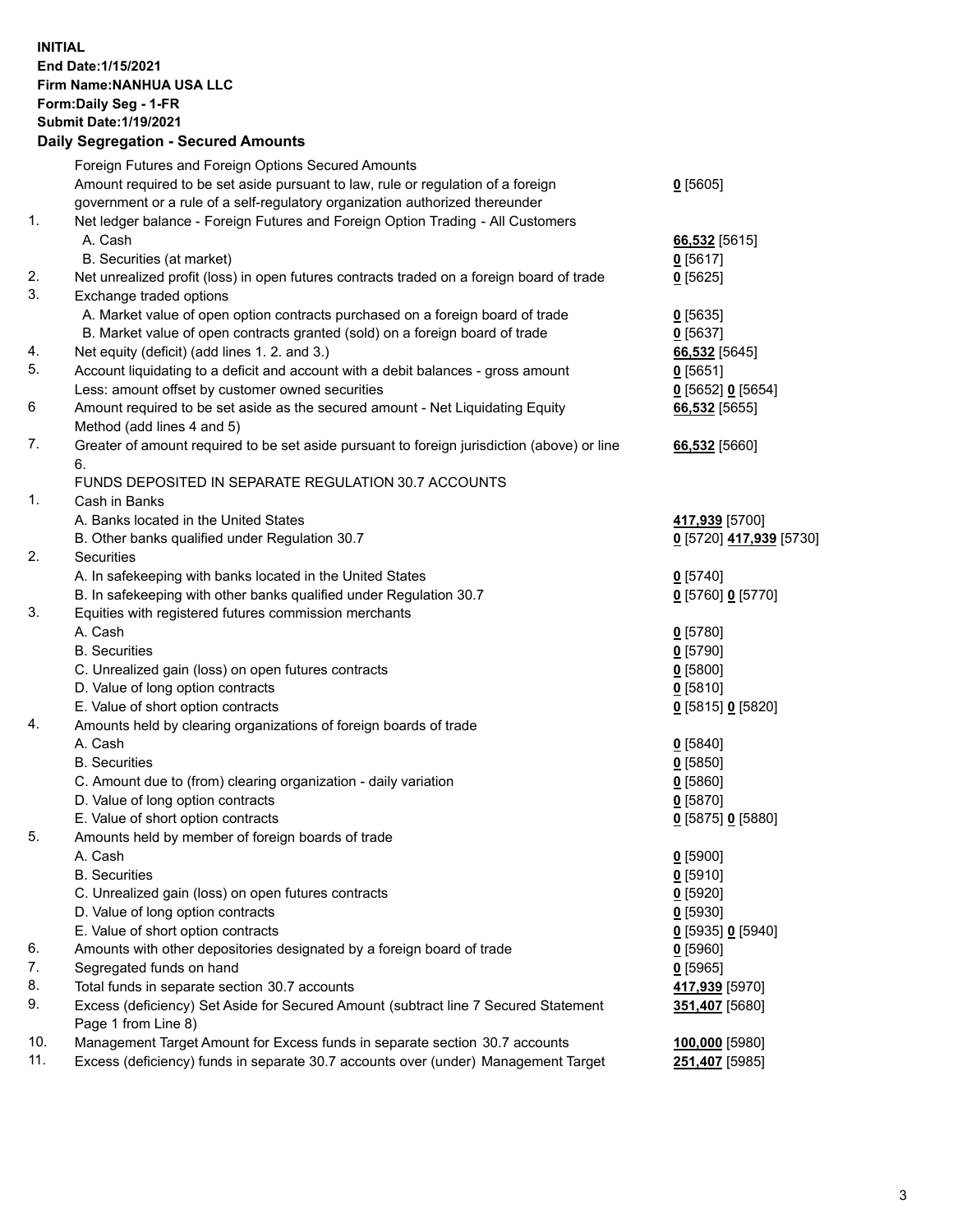**INITIAL**
**End Date:1/15/2021**
**Firm Name:NANHUA USA LLC**
**Form:Daily Seg - 1-FR**
**Submit Date:1/19/2021**

## Daily Segregation - Secured Amounts

| | | |
|---|---|---|
| | Foreign Futures and Foreign Options Secured Amounts | |
| | Amount required to be set aside pursuant to law, rule or regulation of a foreign government or a rule of a self-regulatory organization authorized thereunder | **0** [5605] |
| 1. | Net ledger balance - Foreign Futures and Foreign Option Trading - All Customers | |
| | A. Cash | **66,532** [5615] |
| | B. Securities (at market) | **0** [5617] |
| 2. | Net unrealized profit (loss) in open futures contracts traded on a foreign board of trade | **0** [5625] |
| 3. | Exchange traded options | |
| | A. Market value of open option contracts purchased on a foreign board of trade | **0** [5635] |
| | B. Market value of open contracts granted (sold) on a foreign board of trade | **0** [5637] |
| 4. | Net equity (deficit) (add lines 1. 2. and 3.) | **66,532** [5645] |
| 5. | Account liquidating to a deficit and account with a debit balances - gross amount | **0** [5651] |
| | Less: amount offset by customer owned securities | **0** [5652] **0** [5654] |
| 6 | Amount required to be set aside as the secured amount - Net Liquidating Equity Method (add lines 4 and 5) | **66,532** [5655] |
| 7. | Greater of amount required to be set aside pursuant to foreign jurisdiction (above) or line 6. | **66,532** [5660] |
| | FUNDS DEPOSITED IN SEPARATE REGULATION 30.7 ACCOUNTS | |
| 1. | Cash in Banks | |
| | A. Banks located in the United States | **417,939** [5700] |
| | B. Other banks qualified under Regulation 30.7 | **0** [5720] **417,939** [5730] |
| 2. | Securities | |
| | A. In safekeeping with banks located in the United States | **0** [5740] |
| | B. In safekeeping with other banks qualified under Regulation 30.7 | **0** [5760] **0** [5770] |
| 3. | Equities with registered futures commission merchants | |
| | A. Cash | **0** [5780] |
| | B. Securities | **0** [5790] |
| | C. Unrealized gain (loss) on open futures contracts | **0** [5800] |
| | D. Value of long option contracts | **0** [5810] |
| | E. Value of short option contracts | **0** [5815] **0** [5820] |
| 4. | Amounts held by clearing organizations of foreign boards of trade | |
| | A. Cash | **0** [5840] |
| | B. Securities | **0** [5850] |
| | C. Amount due to (from) clearing organization - daily variation | **0** [5860] |
| | D. Value of long option contracts | **0** [5870] |
| | E. Value of short option contracts | **0** [5875] **0** [5880] |
| 5. | Amounts held by member of foreign boards of trade | |
| | A. Cash | **0** [5900] |
| | B. Securities | **0** [5910] |
| | C. Unrealized gain (loss) on open futures contracts | **0** [5920] |
| | D. Value of long option contracts | **0** [5930] |
| | E. Value of short option contracts | **0** [5935] **0** [5940] |
| 6. | Amounts with other depositories designated by a foreign board of trade | **0** [5960] |
| 7. | Segregated funds on hand | **0** [5965] |
| 8. | Total funds in separate section 30.7 accounts | **417,939** [5970] |
| 9. | Excess (deficiency) Set Aside for Secured Amount (subtract line 7 Secured Statement Page 1 from Line 8) | **351,407** [5680] |
| 10. | Management Target Amount for Excess funds in separate section 30.7 accounts | **100,000** [5980] |
| 11. | Excess (deficiency) funds in separate 30.7 accounts over (under) Management Target | **251,407** [5985] |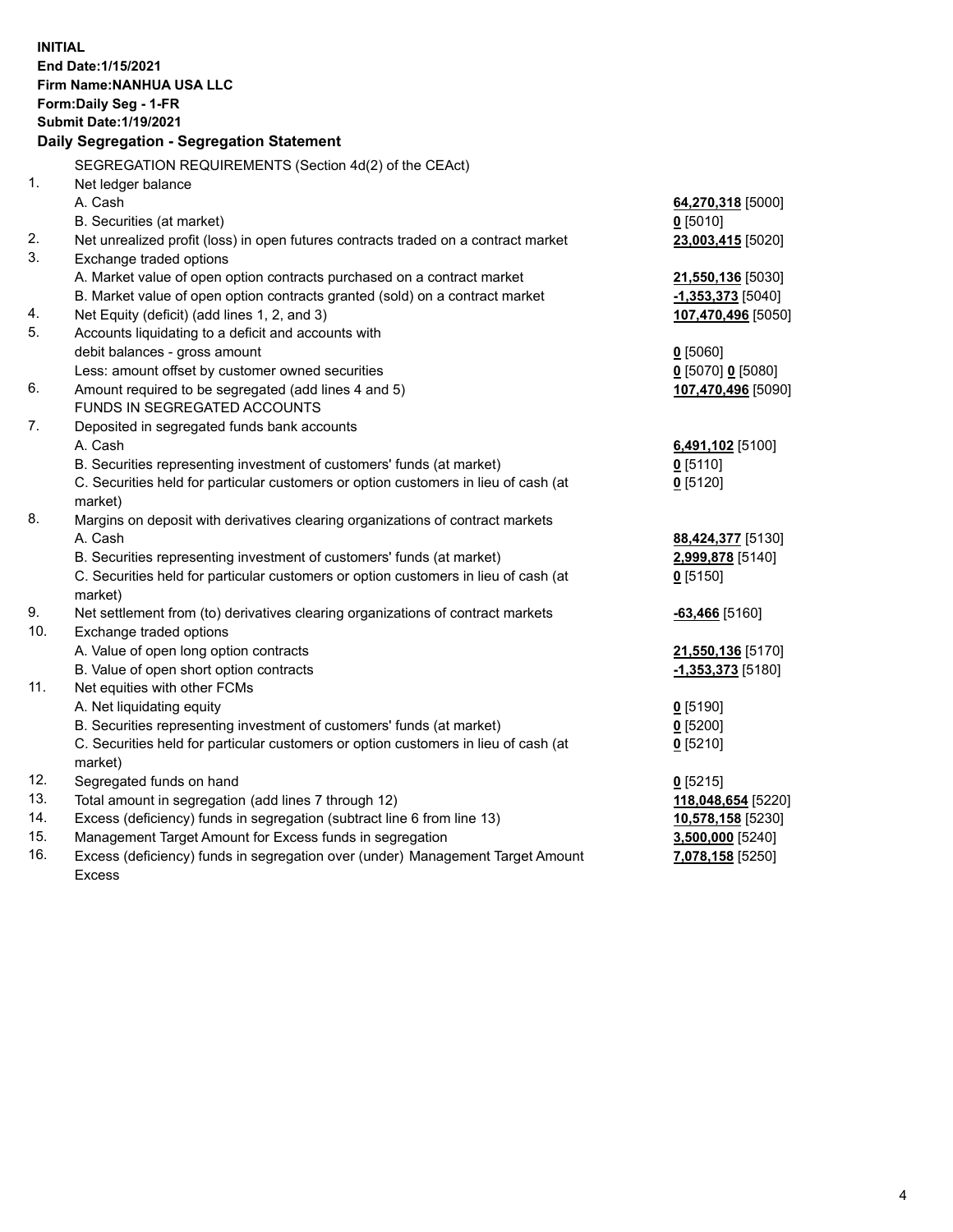**INITIAL**
**End Date:1/15/2021**
**Firm Name:NANHUA USA LLC**
**Form:Daily Seg - 1-FR**
**Submit Date:1/19/2021**

## Daily Segregation - Segregation Statement

| | | |
|---|---|---|
| | SEGREGATION REQUIREMENTS (Section 4d(2) of the CEAct) | |
| 1. | Net ledger balance | |
| | A. Cash | **64,270,318** [5000] |
| | B. Securities (at market) | **0** [5010] |
| 2. | Net unrealized profit (loss) in open futures contracts traded on a contract market | **23,003,415** [5020] |
| 3. | Exchange traded options | |
| | A. Market value of open option contracts purchased on a contract market | **21,550,136** [5030] |
| | B. Market value of open option contracts granted (sold) on a contract market | **-1,353,373** [5040] |
| 4. | Net Equity (deficit) (add lines 1, 2, and 3) | **107,470,496** [5050] |
| 5. | Accounts liquidating to a deficit and accounts with debit balances - gross amount | **0** [5060] |
| | Less: amount offset by customer owned securities | **0** [5070] **0** [5080] |
| 6. | Amount required to be segregated (add lines 4 and 5) | **107,470,496** [5090] |
| | FUNDS IN SEGREGATED ACCOUNTS | |
| 7. | Deposited in segregated funds bank accounts | |
| | A. Cash | **6,491,102** [5100] |
| | B. Securities representing investment of customers' funds (at market) | **0** [5110] |
| | C. Securities held for particular customers or option customers in lieu of cash (at market) | **0** [5120] |
| 8. | Margins on deposit with derivatives clearing organizations of contract markets | |
| | A. Cash | **88,424,377** [5130] |
| | B. Securities representing investment of customers' funds (at market) | **2,999,878** [5140] |
| | C. Securities held for particular customers or option customers in lieu of cash (at market) | **0** [5150] |
| 9. | Net settlement from (to) derivatives clearing organizations of contract markets | **-63,466** [5160] |
| 10. | Exchange traded options | |
| | A. Value of open long option contracts | **21,550,136** [5170] |
| | B. Value of open short option contracts | **-1,353,373** [5180] |
| 11. | Net equities with other FCMs | |
| | A. Net liquidating equity | **0** [5190] |
| | B. Securities representing investment of customers' funds (at market) | **0** [5200] |
| | C. Securities held for particular customers or option customers in lieu of cash (at market) | **0** [5210] |
| 12. | Segregated funds on hand | **0** [5215] |
| 13. | Total amount in segregation (add lines 7 through 12) | **118,048,654** [5220] |
| 14. | Excess (deficiency) funds in segregation (subtract line 6 from line 13) | **10,578,158** [5230] |
| 15. | Management Target Amount for Excess funds in segregation | **3,500,000** [5240] |
| 16. | Excess (deficiency) funds in segregation over (under) Management Target Amount Excess | **7,078,158** [5250] |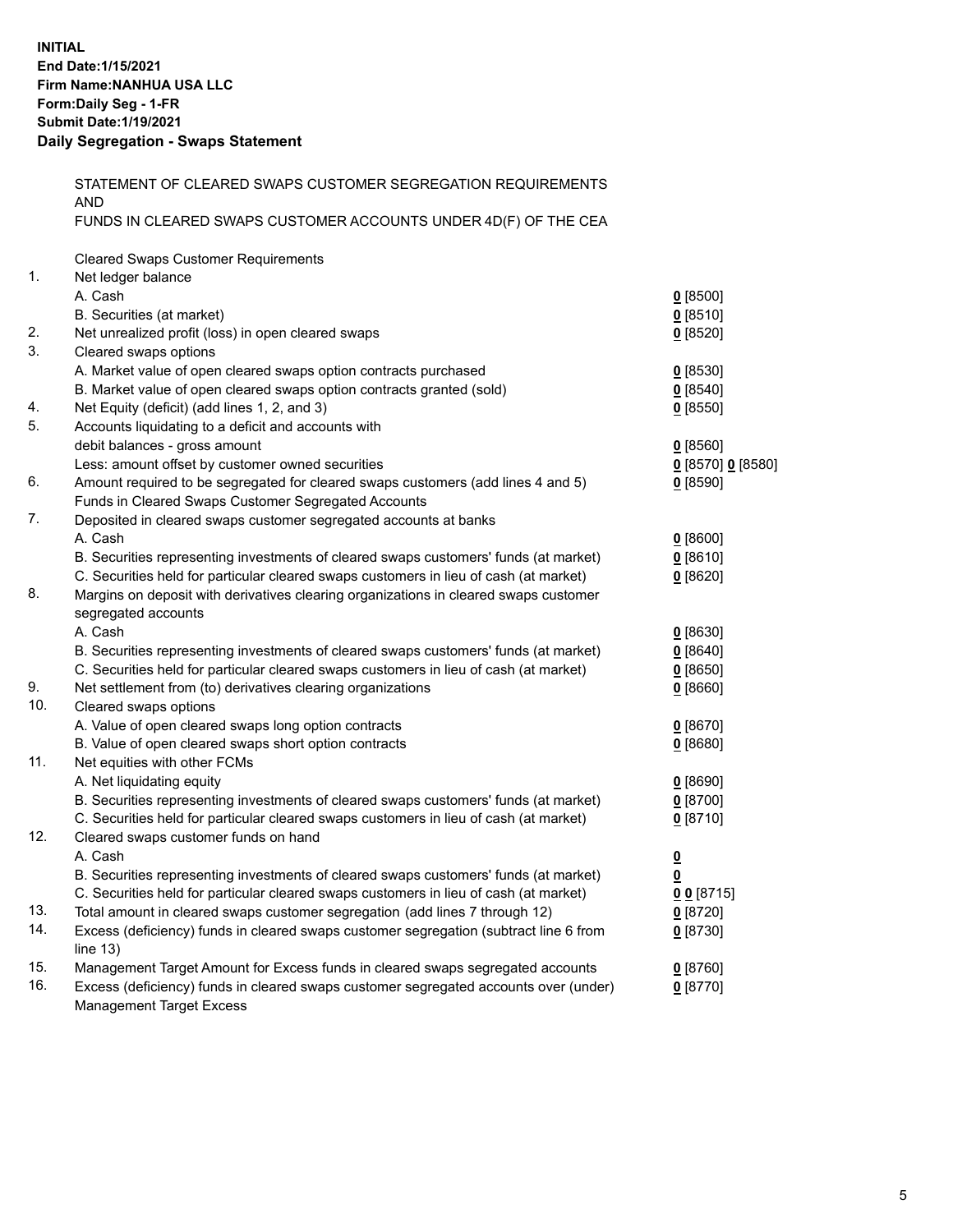**INITIAL**
**End Date:1/15/2021**
**Firm Name:NANHUA USA LLC**
**Form:Daily Seg - 1-FR**
**Submit Date:1/19/2021**
**Daily Segregation - Swaps Statement**

STATEMENT OF CLEARED SWAPS CUSTOMER SEGREGATION REQUIREMENTS AND FUNDS IN CLEARED SWAPS CUSTOMER ACCOUNTS UNDER 4D(F) OF THE CEA

| | | |
|---|---|---|
| | Cleared Swaps Customer Requirements | |
| 1. | Net ledger balance | |
| | A. Cash | 0 [8500] |
| | B. Securities (at market) | 0 [8510] |
| 2. | Net unrealized profit (loss) in open cleared swaps | 0 [8520] |
| 3. | Cleared swaps options | |
| | A. Market value of open cleared swaps option contracts purchased | 0 [8530] |
| | B. Market value of open cleared swaps option contracts granted (sold) | 0 [8540] |
| 4. | Net Equity (deficit) (add lines 1, 2, and 3) | 0 [8550] |
| 5. | Accounts liquidating to a deficit and accounts with debit balances - gross amount | 0 [8560] |
| | Less: amount offset by customer owned securities | 0 [8570] 0 [8580] |
| 6. | Amount required to be segregated for cleared swaps customers (add lines 4 and 5) | 0 [8590] |
| | Funds in Cleared Swaps Customer Segregated Accounts | |
| 7. | Deposited in cleared swaps customer segregated accounts at banks | |
| | A. Cash | 0 [8600] |
| | B. Securities representing investments of cleared swaps customers' funds (at market) | 0 [8610] |
| | C. Securities held for particular cleared swaps customers in lieu of cash (at market) | 0 [8620] |
| 8. | Margins on deposit with derivatives clearing organizations in cleared swaps customer segregated accounts | |
| | A. Cash | 0 [8630] |
| | B. Securities representing investments of cleared swaps customers' funds (at market) | 0 [8640] |
| | C. Securities held for particular cleared swaps customers in lieu of cash (at market) | 0 [8650] |
| 9. | Net settlement from (to) derivatives clearing organizations | 0 [8660] |
| 10. | Cleared swaps options | |
| | A. Value of open cleared swaps long option contracts | 0 [8670] |
| | B. Value of open cleared swaps short option contracts | 0 [8680] |
| 11. | Net equities with other FCMs | |
| | A. Net liquidating equity | 0 [8690] |
| | B. Securities representing investments of cleared swaps customers' funds (at market) | 0 [8700] |
| | C. Securities held for particular cleared swaps customers in lieu of cash (at market) | 0 [8710] |
| 12. | Cleared swaps customer funds on hand | |
| | A. Cash | 0 |
| | B. Securities representing investments of cleared swaps customers' funds (at market) | 0 |
| | C. Securities held for particular cleared swaps customers in lieu of cash (at market) | 0 0 [8715] |
| 13. | Total amount in cleared swaps customer segregation (add lines 7 through 12) | 0 [8720] |
| 14. | Excess (deficiency) funds in cleared swaps customer segregation (subtract line 6 from line 13) | 0 [8730] |
| 15. | Management Target Amount for Excess funds in cleared swaps segregated accounts | 0 [8760] |
| 16. | Excess (deficiency) funds in cleared swaps customer segregated accounts over (under) Management Target Excess | 0 [8770] |